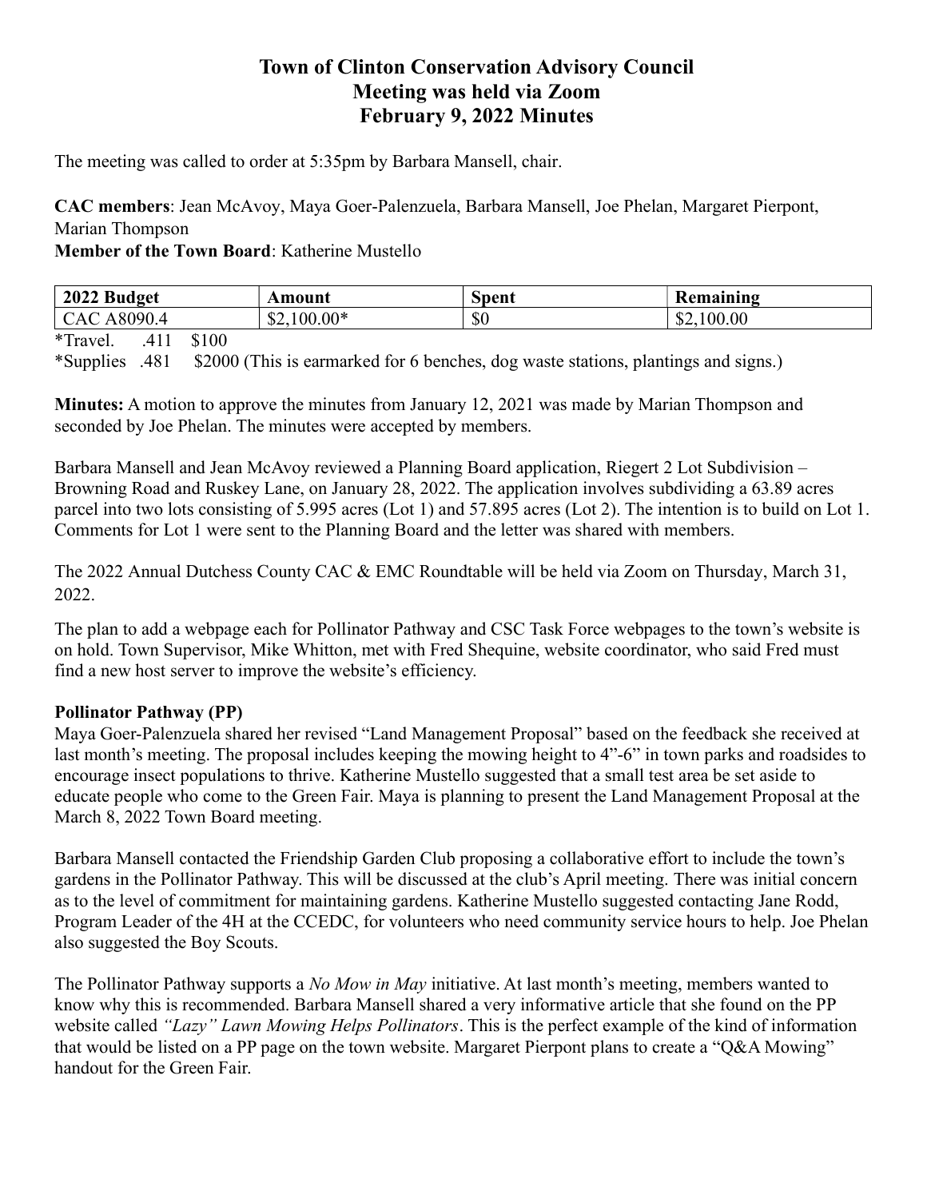# Town of Clinton Conservation Advisory Council
# Meeting was held via Zoom
# February 9, 2022 Minutes

The meeting was called to order at 5:35pm by Barbara Mansell, chair.

**CAC members**: Jean McAvoy, Maya Goer-Palenzuela, Barbara Mansell, Joe Phelan, Margaret Pierpont, Marian Thompson

**Member of the Town Board**: Katherine Mustello

| 2022 Budget | Amount | Spent | Remaining |
|---|---|---|---|
| CAC A8090.4 | $2,100.00* | $0 | $2,100.00 |

*Travel. .411 $100

*Supplies .481 $2000 (This is earmarked for 6 benches, dog waste stations, plantings and signs.)

**Minutes:** A motion to approve the minutes from January 12, 2021 was made by Marian Thompson and seconded by Joe Phelan. The minutes were accepted by members.

Barbara Mansell and Jean McAvoy reviewed a Planning Board application, Riegert 2 Lot Subdivision – Browning Road and Ruskey Lane, on January 28, 2022. The application involves subdividing a 63.89 acres parcel into two lots consisting of 5.995 acres (Lot 1) and 57.895 acres (Lot 2). The intention is to build on Lot 1. Comments for Lot 1 were sent to the Planning Board and the letter was shared with members.

The 2022 Annual Dutchess County CAC & EMC Roundtable will be held via Zoom on Thursday, March 31, 2022.

The plan to add a webpage each for Pollinator Pathway and CSC Task Force webpages to the town's website is on hold. Town Supervisor, Mike Whitton, met with Fred Shequine, website coordinator, who said Fred must find a new host server to improve the website's efficiency.

**Pollinator Pathway (PP)**

Maya Goer-Palenzuela shared her revised "Land Management Proposal" based on the feedback she received at last month's meeting. The proposal includes keeping the mowing height to 4"-6" in town parks and roadsides to encourage insect populations to thrive. Katherine Mustello suggested that a small test area be set aside to educate people who come to the Green Fair. Maya is planning to present the Land Management Proposal at the March 8, 2022 Town Board meeting.

Barbara Mansell contacted the Friendship Garden Club proposing a collaborative effort to include the town's gardens in the Pollinator Pathway. This will be discussed at the club's April meeting. There was initial concern as to the level of commitment for maintaining gardens. Katherine Mustello suggested contacting Jane Rodd, Program Leader of the 4H at the CCEDC, for volunteers who need community service hours to help. Joe Phelan also suggested the Boy Scouts.

The Pollinator Pathway supports a *No Mow in May* initiative. At last month's meeting, members wanted to know why this is recommended. Barbara Mansell shared a very informative article that she found on the PP website called *"Lazy" Lawn Mowing Helps Pollinators*. This is the perfect example of the kind of information that would be listed on a PP page on the town website. Margaret Pierpont plans to create a "Q&A Mowing" handout for the Green Fair.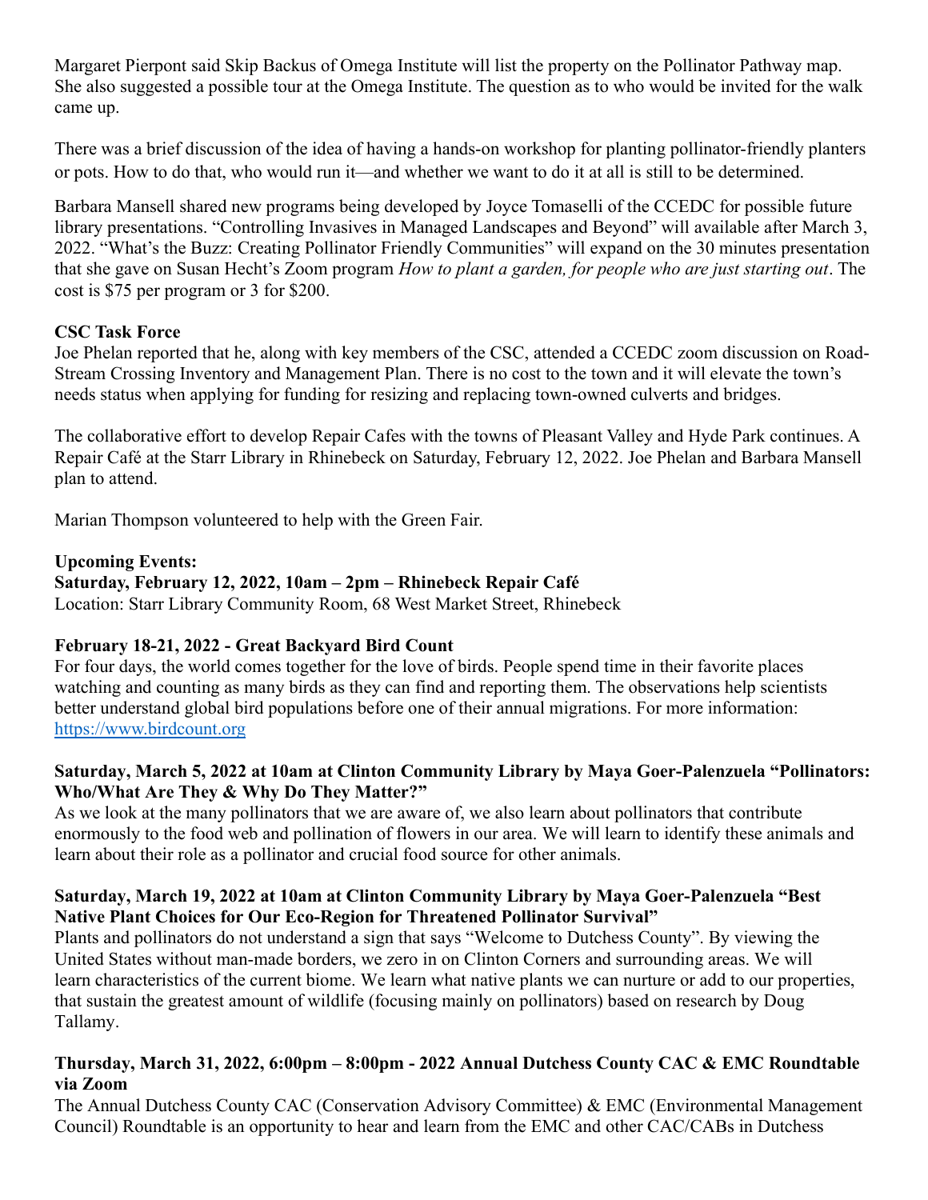Margaret Pierpont said Skip Backus of Omega Institute will list the property on the Pollinator Pathway map. She also suggested a possible tour at the Omega Institute. The question as to who would be invited for the walk came up.

There was a brief discussion of the idea of having a hands-on workshop for planting pollinator-friendly planters or pots. How to do that, who would run it—and whether we want to do it at all is still to be determined.

Barbara Mansell shared new programs being developed by Joyce Tomaselli of the CCEDC for possible future library presentations. "Controlling Invasives in Managed Landscapes and Beyond" will available after March 3, 2022. "What's the Buzz: Creating Pollinator Friendly Communities" will expand on the 30 minutes presentation that she gave on Susan Hecht's Zoom program *How to plant a garden, for people who are just starting out*. The cost is $75 per program or 3 for $200.

**CSC Task Force**
Joe Phelan reported that he, along with key members of the CSC, attended a CCEDC zoom discussion on Road-Stream Crossing Inventory and Management Plan. There is no cost to the town and it will elevate the town's needs status when applying for funding for resizing and replacing town-owned culverts and bridges.

The collaborative effort to develop Repair Cafes with the towns of Pleasant Valley and Hyde Park continues. A Repair Café at the Starr Library in Rhinebeck on Saturday, February 12, 2022. Joe Phelan and Barbara Mansell plan to attend.

Marian Thompson volunteered to help with the Green Fair.

**Upcoming Events:**
**Saturday, February 12, 2022, 10am – 2pm – Rhinebeck Repair Café**
Location: Starr Library Community Room, 68 West Market Street, Rhinebeck

**February 18-21, 2022 - Great Backyard Bird Count**
For four days, the world comes together for the love of birds. People spend time in their favorite places watching and counting as many birds as they can find and reporting them. The observations help scientists better understand global bird populations before one of their annual migrations. For more information: https://www.birdcount.org

**Saturday, March 5, 2022 at 10am at Clinton Community Library by Maya Goer-Palenzuela "Pollinators: Who/What Are They & Why Do They Matter?"**
As we look at the many pollinators that we are aware of, we also learn about pollinators that contribute enormously to the food web and pollination of flowers in our area. We will learn to identify these animals and learn about their role as a pollinator and crucial food source for other animals.

**Saturday, March 19, 2022 at 10am at Clinton Community Library by Maya Goer-Palenzuela "Best Native Plant Choices for Our Eco-Region for Threatened Pollinator Survival"**
Plants and pollinators do not understand a sign that says "Welcome to Dutchess County". By viewing the United States without man-made borders, we zero in on Clinton Corners and surrounding areas. We will learn characteristics of the current biome. We learn what native plants we can nurture or add to our properties, that sustain the greatest amount of wildlife (focusing mainly on pollinators) based on research by Doug Tallamy.

**Thursday, March 31, 2022, 6:00pm – 8:00pm - 2022 Annual Dutchess County CAC & EMC Roundtable via Zoom**
The Annual Dutchess County CAC (Conservation Advisory Committee) & EMC (Environmental Management Council) Roundtable is an opportunity to hear and learn from the EMC and other CAC/CABs in Dutchess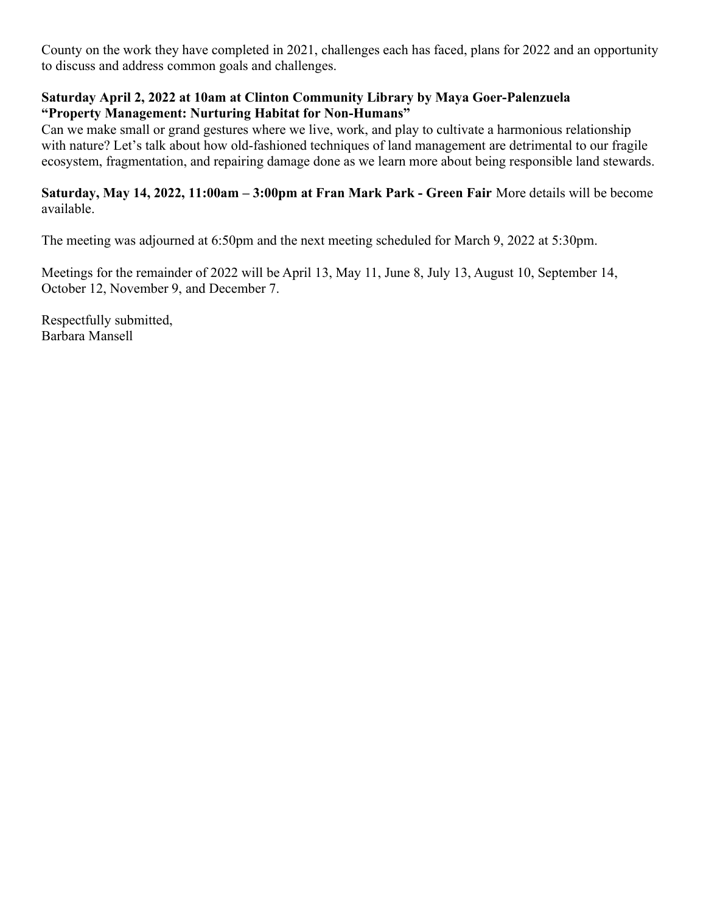County on the work they have completed in 2021, challenges each has faced, plans for 2022 and an opportunity to discuss and address common goals and challenges.

**Saturday April 2, 2022 at 10am at Clinton Community Library by Maya Goer-Palenzuela**
**"Property Management: Nurturing Habitat for Non-Humans"**
Can we make small or grand gestures where we live, work, and play to cultivate a harmonious relationship with nature? Let's talk about how old-fashioned techniques of land management are detrimental to our fragile ecosystem, fragmentation, and repairing damage done as we learn more about being responsible land stewards.

**Saturday, May 14, 2022, 11:00am – 3:00pm at Fran Mark Park - Green Fair** More details will be become available.

The meeting was adjourned at 6:50pm and the next meeting scheduled for March 9, 2022 at 5:30pm.

Meetings for the remainder of 2022 will be April 13, May 11, June 8, July 13, August 10, September 14, October 12, November 9, and December 7.

Respectfully submitted,
Barbara Mansell